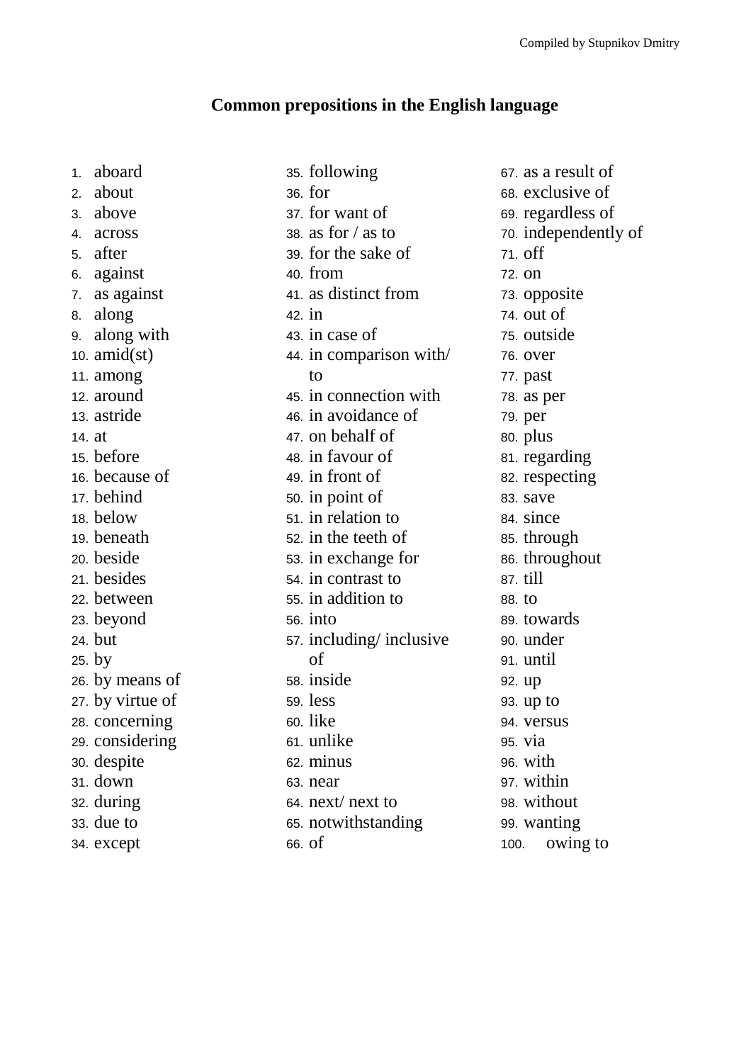Compiled by Stupnikov Dmitry

# Common prepositions in the English language

1. aboard
2. about
3. above
4. across
5. after
6. against
7. as against
8. along
9. along with
10. amid(st)
11. among
12. around
13. astride
14. at
15. before
16. because of
17. behind
18. below
19. beneath
20. beside
21. besides
22. between
23. beyond
24. but
25. by
26. by means of
27. by virtue of
28. concerning
29. considering
30. despite
31. down
32. during
33. due to
34. except
35. following
36. for
37. for want of
38. as for / as to
39. for the sake of
40. from
41. as distinct from
42. in
43. in case of
44. in comparison with/ to
45. in connection with
46. in avoidance of
47. on behalf of
48. in favour of
49. in front of
50. in point of
51. in relation to
52. in the teeth of
53. in exchange for
54. in contrast to
55. in addition to
56. into
57. including/ inclusive of
58. inside
59. less
60. like
61. unlike
62. minus
63. near
64. next/ next to
65. notwithstanding
66. of
67. as a result of
68. exclusive of
69. regardless of
70. independently of
71. off
72. on
73. opposite
74. out of
75. outside
76. over
77. past
78. as per
79. per
80. plus
81. regarding
82. respecting
83. save
84. since
85. through
86. throughout
87. till
88. to
89. towards
90. under
91. until
92. up
93. up to
94. versus
95. via
96. with
97. within
98. without
99. wanting
100. owing to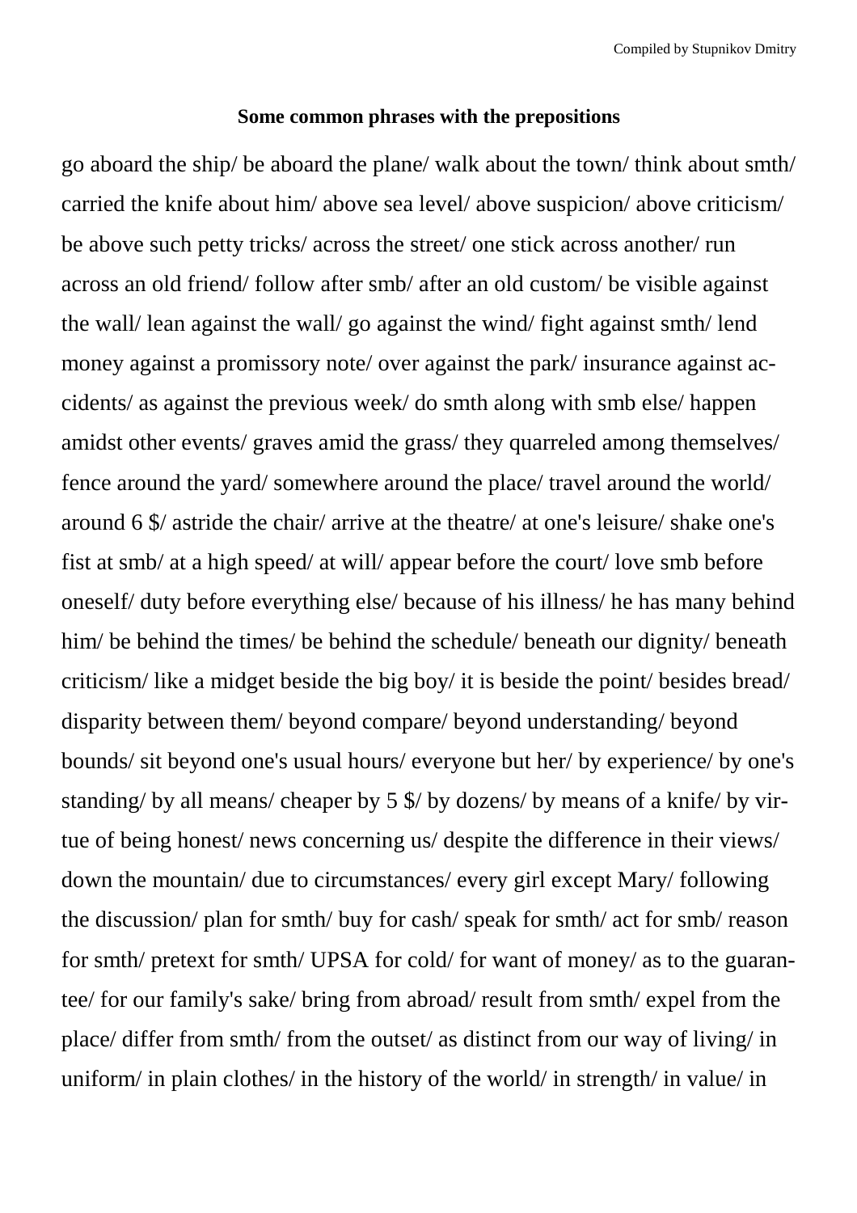**Some common phrases with the prepositions**

go aboard the ship/ be aboard the plane/ walk about the town/ think about smth/ carried the knife about him/ above sea level/ above suspicion/ above criticism/ be above such petty tricks/ across the street/ one stick across another/ run across an old friend/ follow after smb/ after an old custom/ be visible against the wall/ lean against the wall/ go against the wind/ fight against smth/ lend money against a promissory note/ over against the park/ insurance against accidents/ as against the previous week/ do smth along with smb else/ happen amidst other events/ graves amid the grass/ they quarreled among themselves/ fence around the yard/ somewhere around the place/ travel around the world/ around 6 $/ astride the chair/ arrive at the theatre/ at one's leisure/ shake one's fist at smb/ at a high speed/ at will/ appear before the court/ love smb before oneself/ duty before everything else/ because of his illness/ he has many behind him/ be behind the times/ be behind the schedule/ beneath our dignity/ beneath criticism/ like a midget beside the big boy/ it is beside the point/ besides bread/ disparity between them/ beyond compare/ beyond understanding/ beyond bounds/ sit beyond one's usual hours/ everyone but her/ by experience/ by one's standing/ by all means/ cheaper by 5 $/ by dozens/ by means of a knife/ by virtue of being honest/ news concerning us/ despite the difference in their views/ down the mountain/ due to circumstances/ every girl except Mary/ following the discussion/ plan for smth/ buy for cash/ speak for smth/ act for smb/ reason for smth/ pretext for smth/ UPSA for cold/ for want of money/ as to the guarantee/ for our family's sake/ bring from abroad/ result from smth/ expel from the place/ differ from smth/ from the outset/ as distinct from our way of living/ in uniform/ in plain clothes/ in the history of the world/ in strength/ in value/ in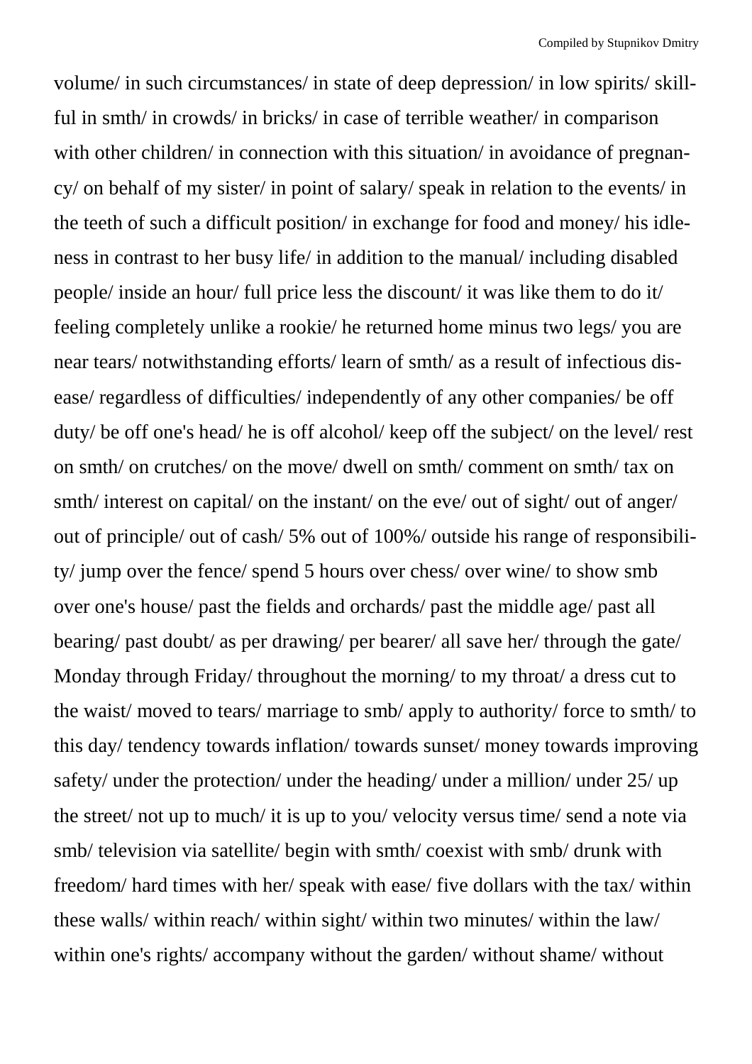volume/ in such circumstances/ in state of deep depression/ in low spirits/ skillful in smth/ in crowds/ in bricks/ in case of terrible weather/ in comparison with other children/ in connection with this situation/ in avoidance of pregnancy/ on behalf of my sister/ in point of salary/ speak in relation to the events/ in the teeth of such a difficult position/ in exchange for food and money/ his idleness in contrast to her busy life/ in addition to the manual/ including disabled people/ inside an hour/ full price less the discount/ it was like them to do it/ feeling completely unlike a rookie/ he returned home minus two legs/ you are near tears/ notwithstanding efforts/ learn of smth/ as a result of infectious disease/ regardless of difficulties/ independently of any other companies/ be off duty/ be off one's head/ he is off alcohol/ keep off the subject/ on the level/ rest on smth/ on crutches/ on the move/ dwell on smth/ comment on smth/ tax on smth/ interest on capital/ on the instant/ on the eve/ out of sight/ out of anger/ out of principle/ out of cash/ 5% out of 100%/ outside his range of responsibility/ jump over the fence/ spend 5 hours over chess/ over wine/ to show smb over one's house/ past the fields and orchards/ past the middle age/ past all bearing/ past doubt/ as per drawing/ per bearer/ all save her/ through the gate/ Monday through Friday/ throughout the morning/ to my throat/ a dress cut to the waist/ moved to tears/ marriage to smb/ apply to authority/ force to smth/ to this day/ tendency towards inflation/ towards sunset/ money towards improving safety/ under the protection/ under the heading/ under a million/ under 25/ up the street/ not up to much/ it is up to you/ velocity versus time/ send a note via smb/ television via satellite/ begin with smth/ coexist with smb/ drunk with freedom/ hard times with her/ speak with ease/ five dollars with the tax/ within these walls/ within reach/ within sight/ within two minutes/ within the law/ within one's rights/ accompany without the garden/ without shame/ without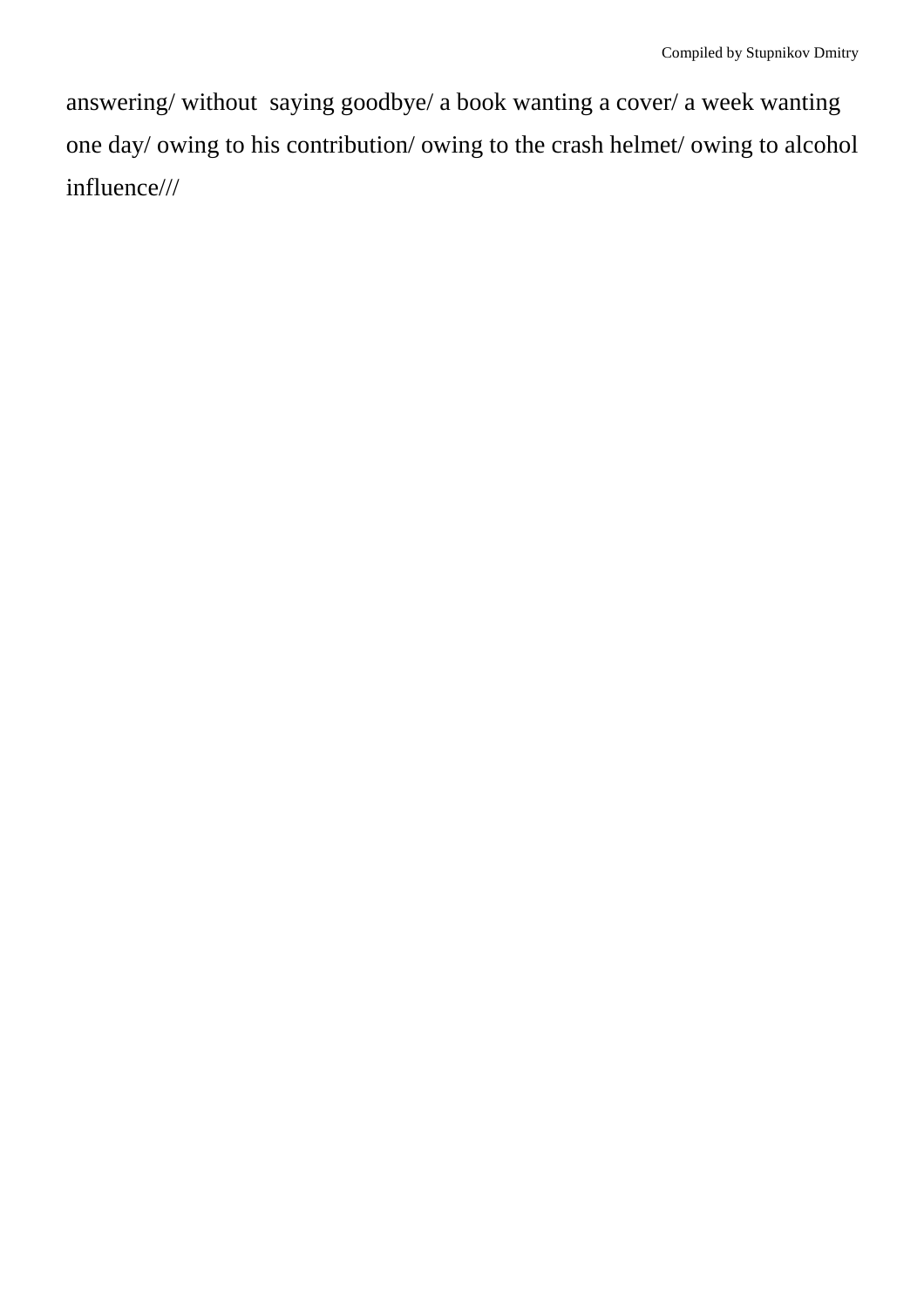answering/ without  saying goodbye/ a book wanting a cover/ a week wanting one day/ owing to his contribution/ owing to the crash helmet/ owing to alcohol influence///